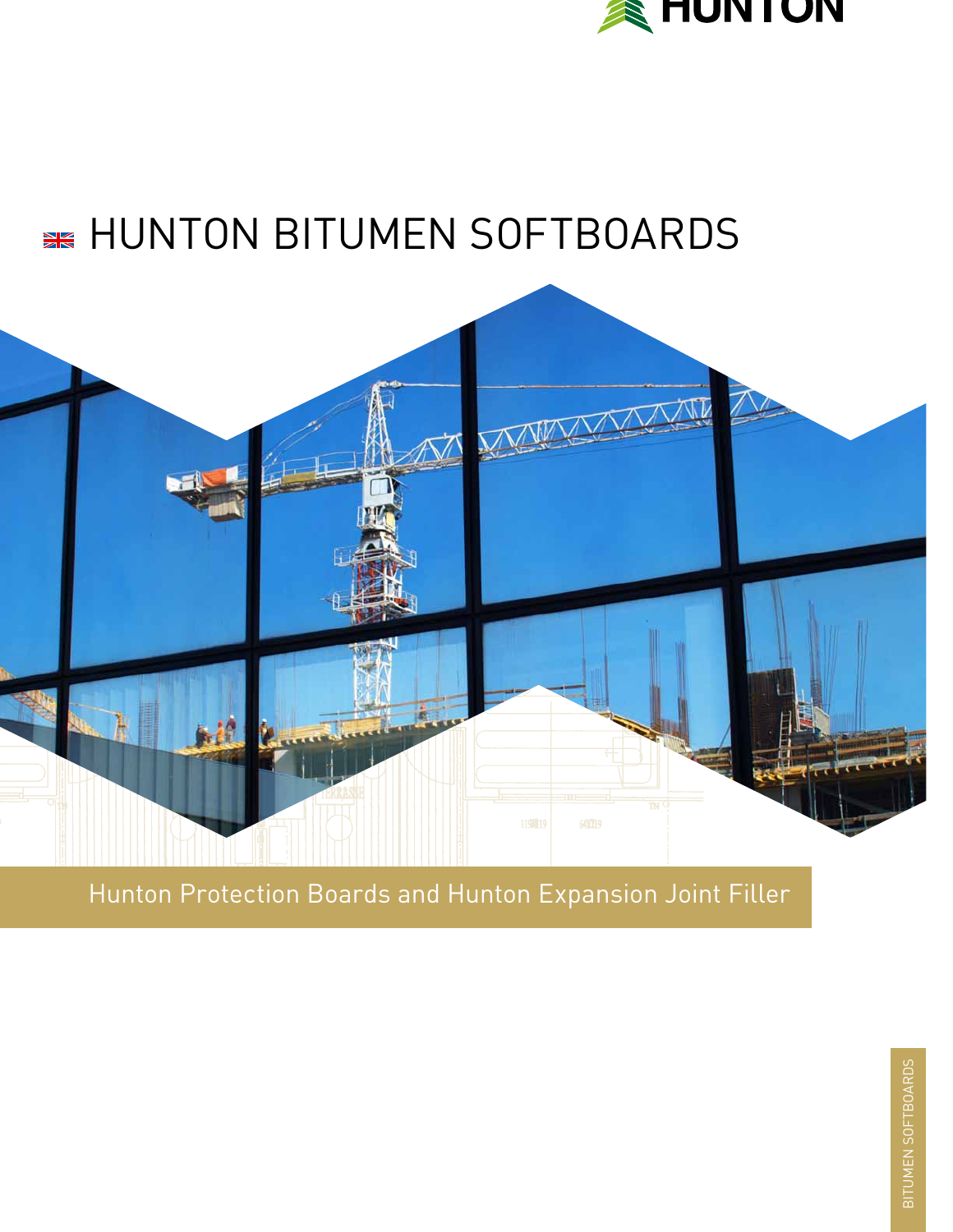HUNTON

# HUNTON BITUMEN SOFTBOARDS

Hunton Protection Boards and Hunton Expansion Joint Filler

BITUMEN SOFTBOARDS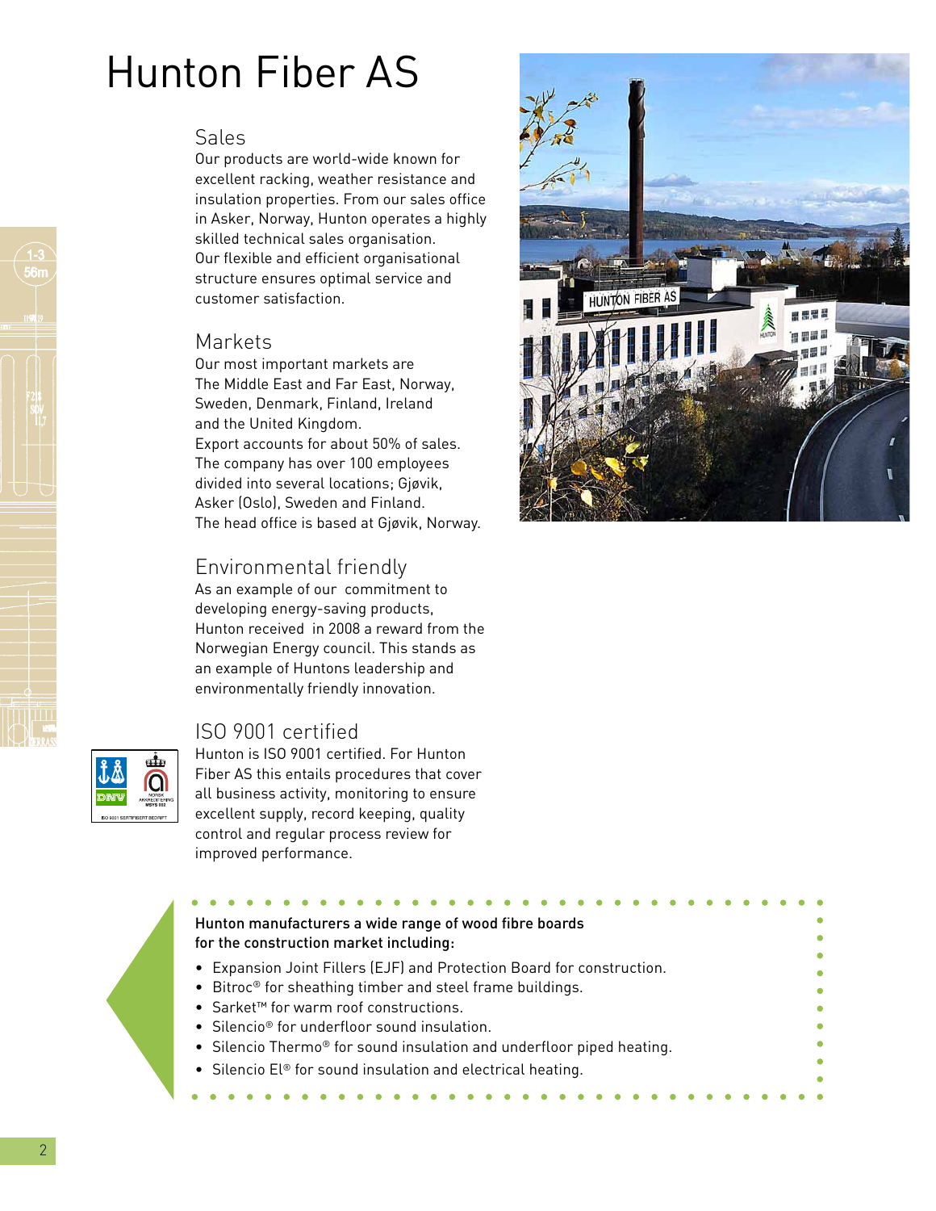# Hunton Fiber AS

## Sales

Our products are world-wide known for excellent racking, weather resistance and insulation properties. From our sales office in Asker, Norway, Hunton operates a highly skilled technical sales organisation. Our flexible and efficient organisational structure ensures optimal service and customer satisfaction.

## Markets

Our most important markets are The Middle East and Far East, Norway, Sweden, Denmark, Finland, Ireland and the United Kingdom.
Export accounts for about 50% of sales. The company has over 100 employees divided into several locations; Gjøvik, Asker (Oslo), Sweden and Finland.
The head office is based at Gjøvik, Norway.

## Environmental friendly

As an example of our commitment to developing energy-saving products, Hunton received in 2008 a reward from the Norwegian Energy council. This stands as an example of Huntons leadership and environmentally friendly innovation.

## ISO 9001 certified

Hunton is ISO 9001 certified. For Hunton Fiber AS this entails procedures that cover all business activity, monitoring to ensure excellent supply, record keeping, quality control and regular process review for improved performance.

**Hunton manufacturers a wide range of wood fibre boards for the construction market including:**

- Expansion Joint Fillers (EJF) and Protection Board for construction.
- Bitroc® for sheathing timber and steel frame buildings.
- Sarket™ for warm roof constructions.
- Silencio® for underfloor sound insulation.
- Silencio Thermo® for sound insulation and underfloor piped heating.
- Silencio El® for sound insulation and electrical heating.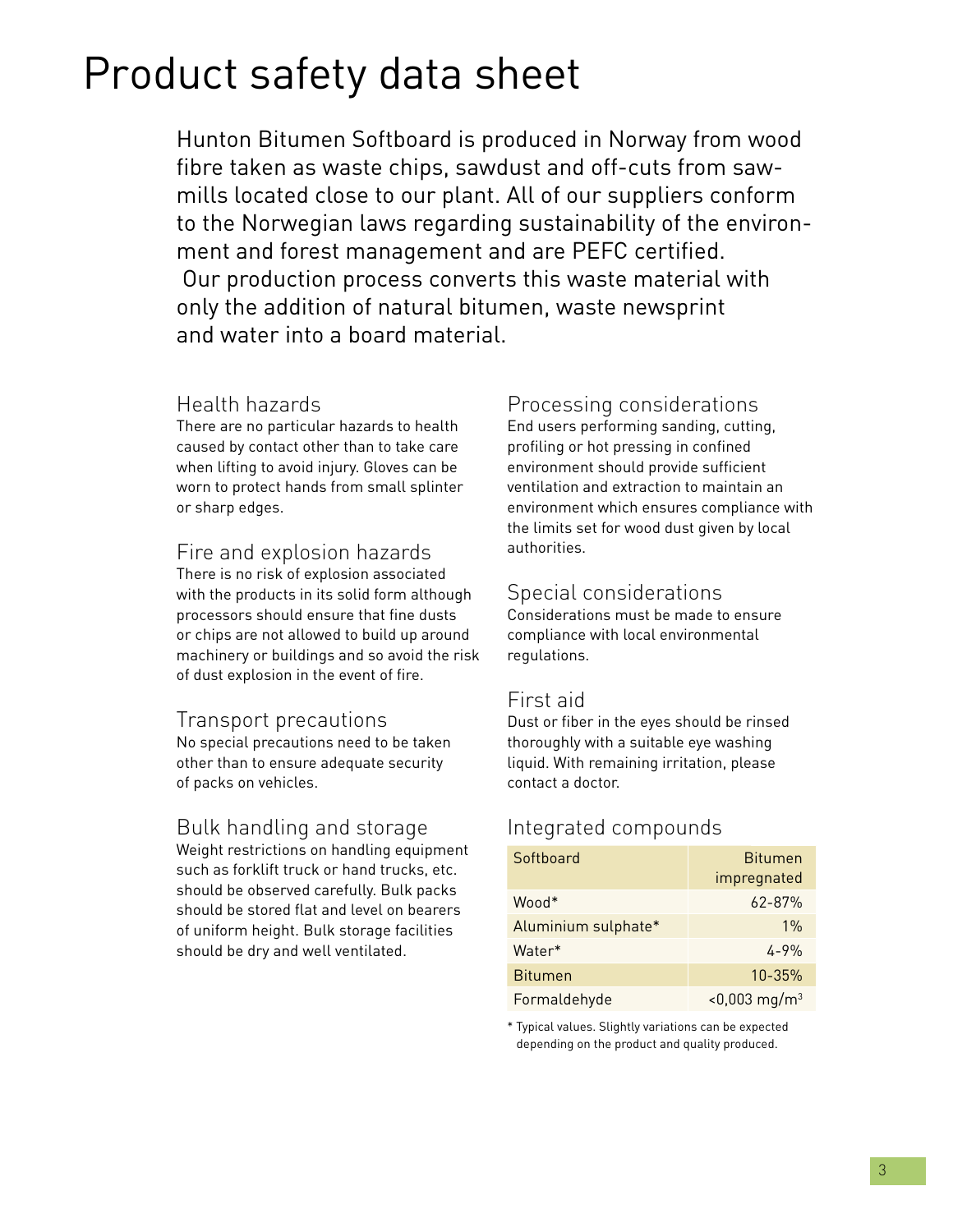# Product safety data sheet

Hunton Bitumen Softboard is produced in Norway from wood fibre taken as waste chips, sawdust and off-cuts from saw-mills located close to our plant. All of our suppliers conform to the Norwegian laws regarding sustainability of the environment and forest management and are PEFC certified. Our production process converts this waste material with only the addition of natural bitumen, waste newsprint and water into a board material.

## Health hazards

There are no particular hazards to health caused by contact other than to take care when lifting to avoid injury. Gloves can be worn to protect hands from small splinter or sharp edges.

## Fire and explosion hazards

There is no risk of explosion associated with the products in its solid form although processors should ensure that fine dusts or chips are not allowed to build up around machinery or buildings and so avoid the risk of dust explosion in the event of fire.

## Transport precautions

No special precautions need to be taken other than to ensure adequate security of packs on vehicles.

## Bulk handling and storage

Weight restrictions on handling equipment such as forklift truck or hand trucks, etc. should be observed carefully. Bulk packs should be stored flat and level on bearers of uniform height. Bulk storage facilities should be dry and well ventilated.

## Processing considerations

End users performing sanding, cutting, profiling or hot pressing in confined environment should provide sufficient ventilation and extraction to maintain an environment which ensures compliance with the limits set for wood dust given by local authorities.

## Special considerations

Considerations must be made to ensure compliance with local environmental regulations.

## First aid

Dust or fiber in the eyes should be rinsed thoroughly with a suitable eye washing liquid. With remaining irritation, please contact a doctor.

## Integrated compounds

| Softboard | Bitumen impregnated |
|---|---|
| Wood* | 62-87% |
| Aluminium sulphate* | 1% |
| Water* | 4-9% |
| Bitumen | 10-35% |
| Formaldehyde | <0,003 mg/m$^3$ |

\* Typical values. Slightly variations can be expected depending on the product and quality produced.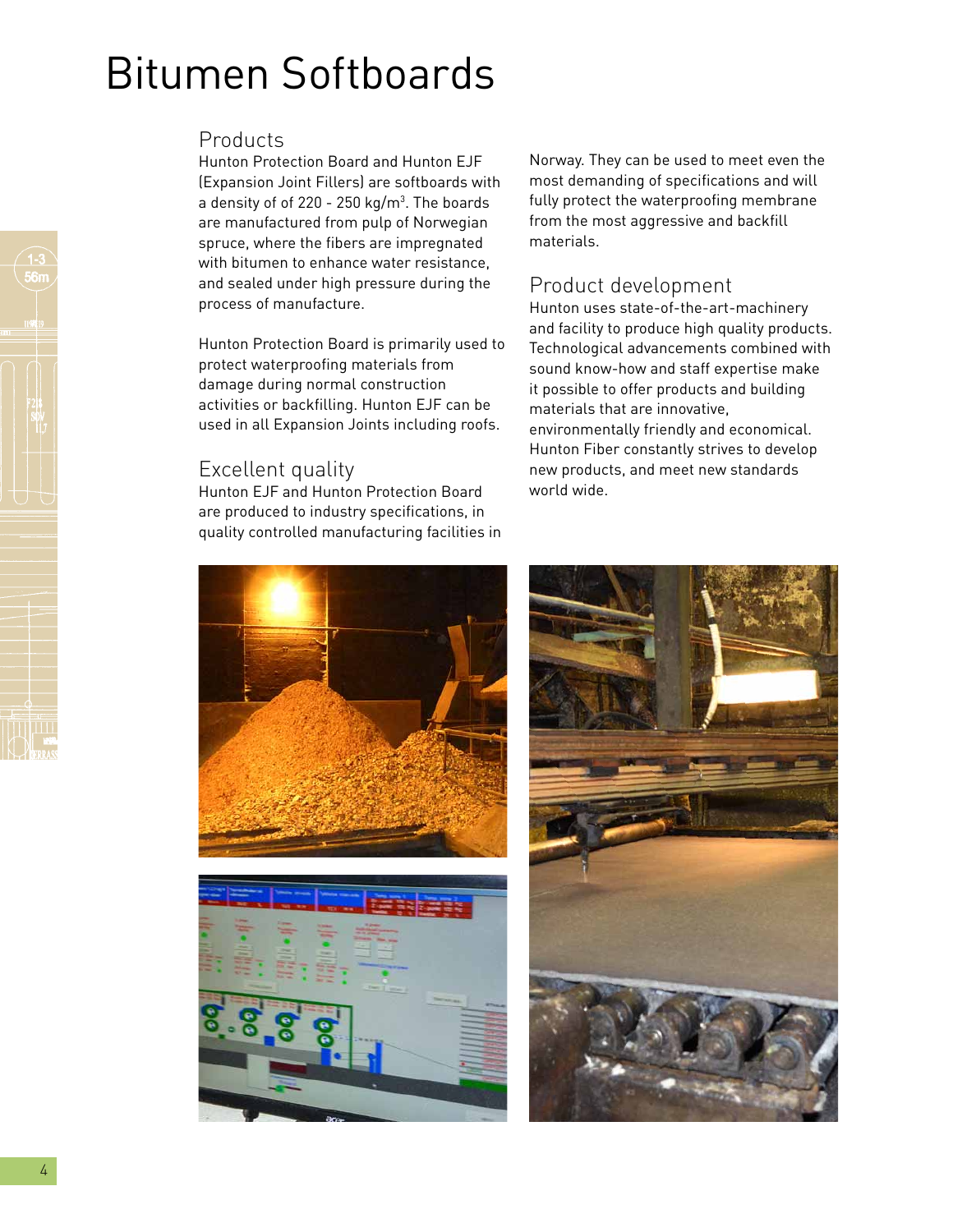# Bitumen Softboards

## Products

Hunton Protection Board and Hunton EJF (Expansion Joint Fillers) are softboards with a density of of 220 - 250 kg/m$^3$. The boards are manufactured from pulp of Norwegian spruce, where the fibers are impregnated with bitumen to enhance water resistance, and sealed under high pressure during the process of manufacture.

Hunton Protection Board is primarily used to protect waterproofing materials from damage during normal construction activities or backfilling. Hunton EJF can be used in all Expansion Joints including roofs.

## Excellent quality

Hunton EJF and Hunton Protection Board are produced to industry specifications, in quality controlled manufacturing facilities in Norway. They can be used to meet even the most demanding of specifications and will fully protect the waterproofing membrane from the most aggressive and backfill materials.

## Product development

Hunton uses state-of-the-art-machinery and facility to produce high quality products. Technological advancements combined with sound know-how and staff expertise make it possible to offer products and building materials that are innovative, environmentally friendly and economical. Hunton Fiber constantly strives to develop new products, and meet new standards world wide.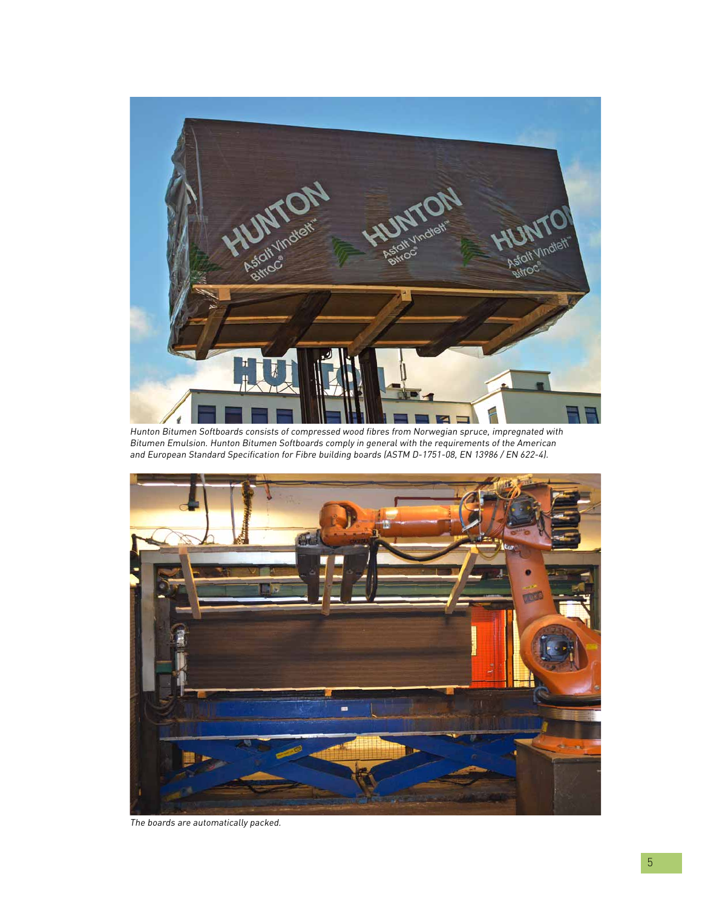*Hunton Bitumen Softboards consists of compressed wood fibres from Norwegian spruce, impregnated with Bitumen Emulsion. Hunton Bitumen Softboards comply in general with the requirements of the American and European Standard Specification for Fibre building boards (ASTM D-1751-08, EN 13986 / EN 622-4).*

*The boards are automatically packed.*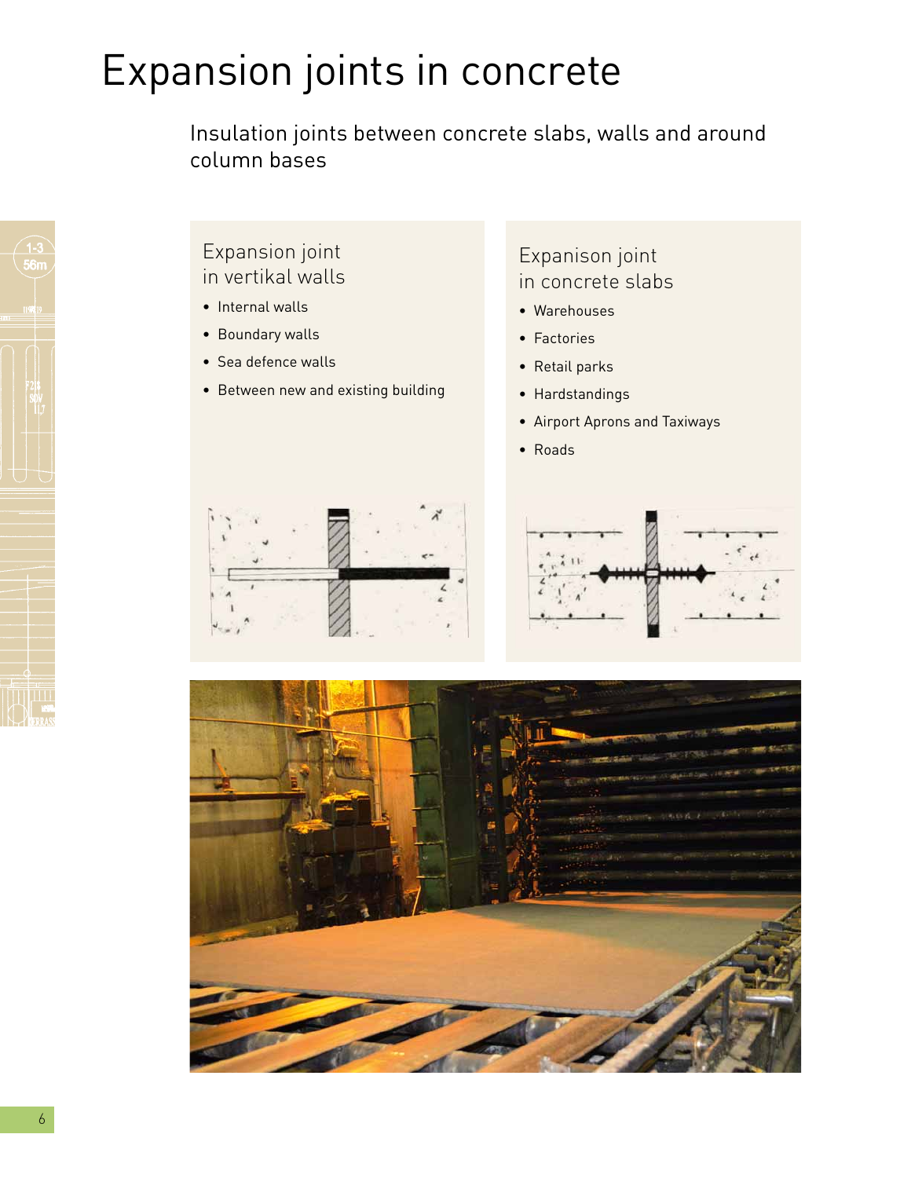# Expansion joints in concrete

## Insulation joints between concrete slabs, walls and around column bases

### Expansion joint in vertikal walls

- Internal walls
- Boundary walls
- Sea defence walls
- Between new and existing building

### Expanison joint in concrete slabs

- Warehouses
- Factories
- Retail parks
- Hardstandings
- Airport Aprons and Taxiways
- Roads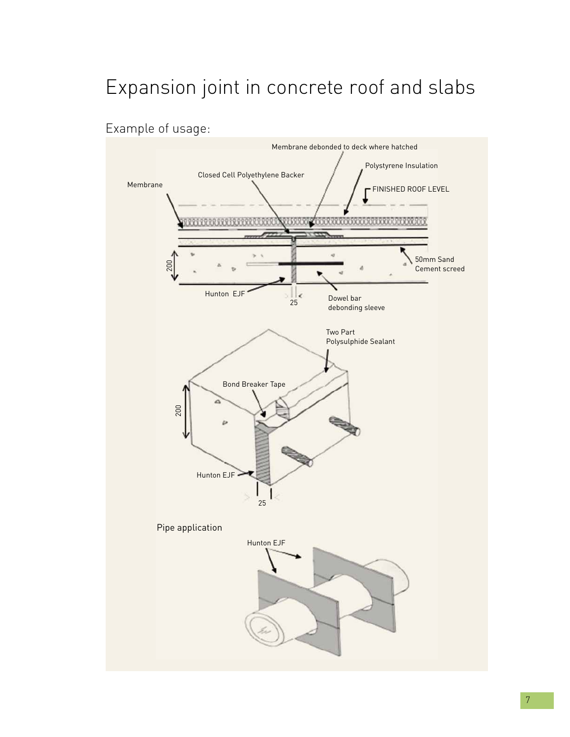# Expansion joint in concrete roof and slabs

Example of usage:

Membrane debonded to deck where hatched

Polystyrene Insulation

Closed Cell Polyethylene Backer

Membrane

FINISHED ROOF LEVEL

200

50mm Sand Cement screed

Hunton EJF

25

Dowel bar debonding sleeve

Two Part Polysulphide Sealant

Bond Breaker Tape

200

Hunton EJF

25

Pipe application

Hunton EJF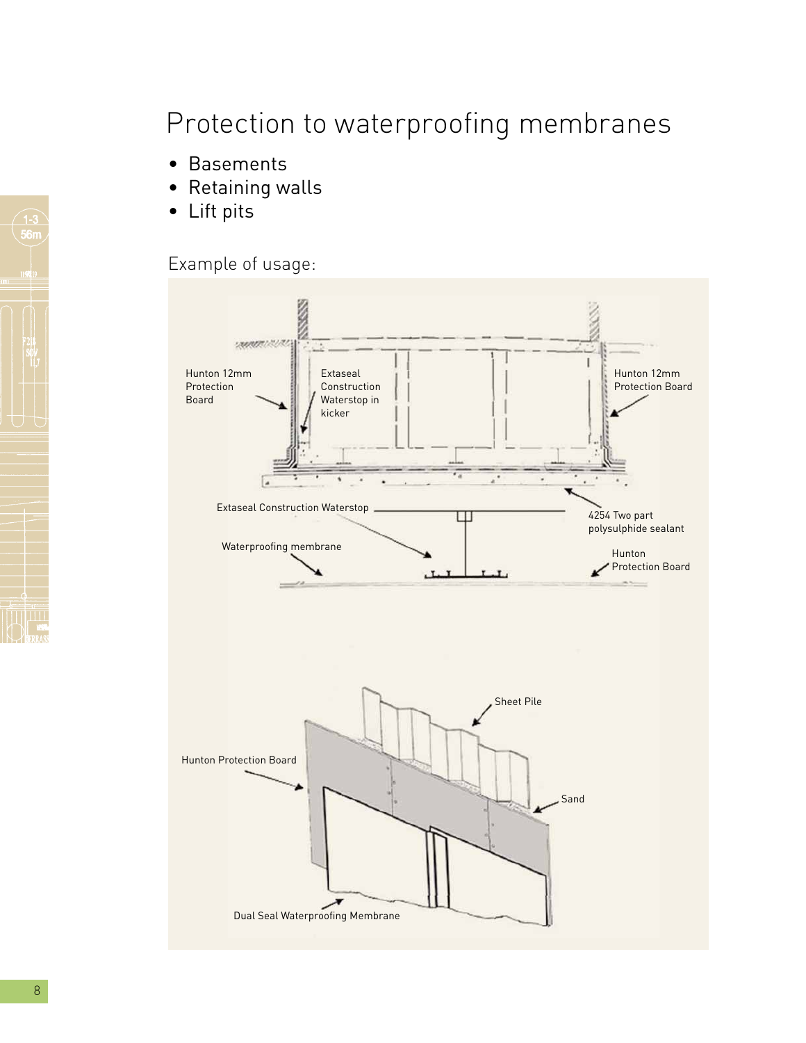# Protection to waterproofing membranes

- Basements
- Retaining walls
- Lift pits

Example of usage:

Hunton 12mm Protection Board

Extaseal Construction Waterstop in kicker

Hunton 12mm Protection Board

Extaseal Construction Waterstop

4254 Two part polysulphide sealant

Waterproofing membrane

Hunton Protection Board

Sheet Pile

Hunton Protection Board

Sand

Dual Seal Waterproofing Membrane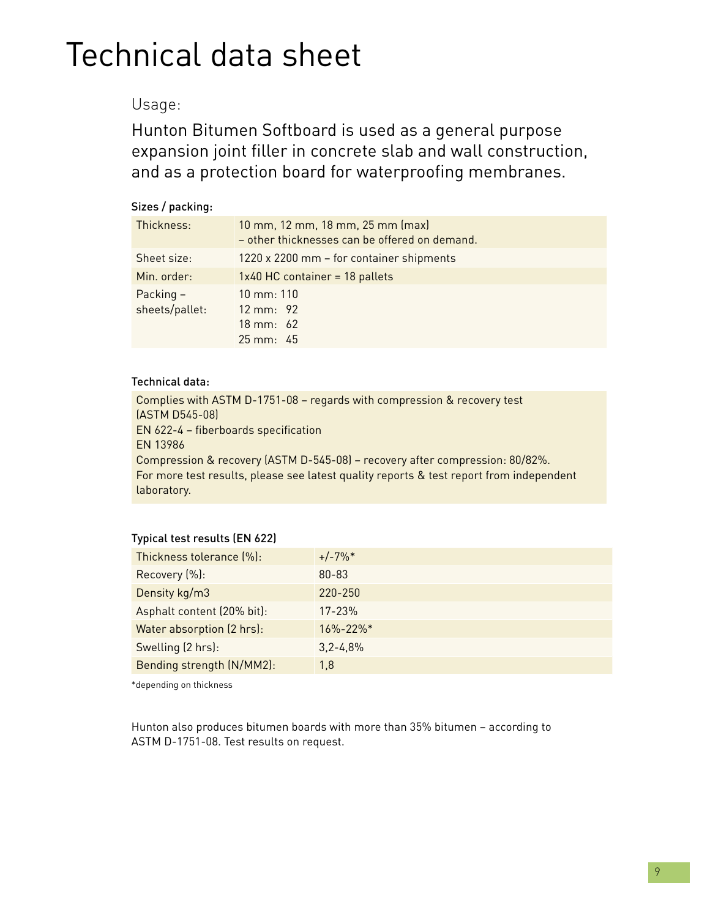# Technical data sheet

## Usage:

Hunton Bitumen Softboard is used as a general purpose expansion joint filler in concrete slab and wall construction, and as a protection board for waterproofing membranes.

**Sizes / packing:**

| | |
|---|---|
| Thickness: | 10 mm, 12 mm, 18 mm, 25 mm (max)<br>– other thicknesses can be offered on demand. |
| Sheet size: | 1220 x 2200 mm – for container shipments |
| Min. order: | 1x40 HC container = 18 pallets |
| Packing – sheets/pallet: | 10 mm: 110<br>12 mm: 92<br>18 mm: 62<br>25 mm: 45 |

**Technical data:**

Complies with ASTM D-1751-08 – regards with compression & recovery test (ASTM D545-08)
EN 622-4 – fiberboards specification
EN 13986
Compression & recovery (ASTM D-545-08) – recovery after compression: 80/82%.
For more test results, please see latest quality reports & test report from independent laboratory.

**Typical test results (EN 622)**

| | |
|---|---|
| Thickness tolerance (%): | +/-7%* |
| Recovery (%): | 80-83 |
| Density kg/m3 | 220-250 |
| Asphalt content (20% bit): | 17-23% |
| Water absorption (2 hrs): | 16%-22%* |
| Swelling (2 hrs): | 3,2-4,8% |
| Bending strength (N/MM2): | 1,8 |

*depending on thickness

Hunton also produces bitumen boards with more than 35% bitumen – according to ASTM D-1751-08. Test results on request.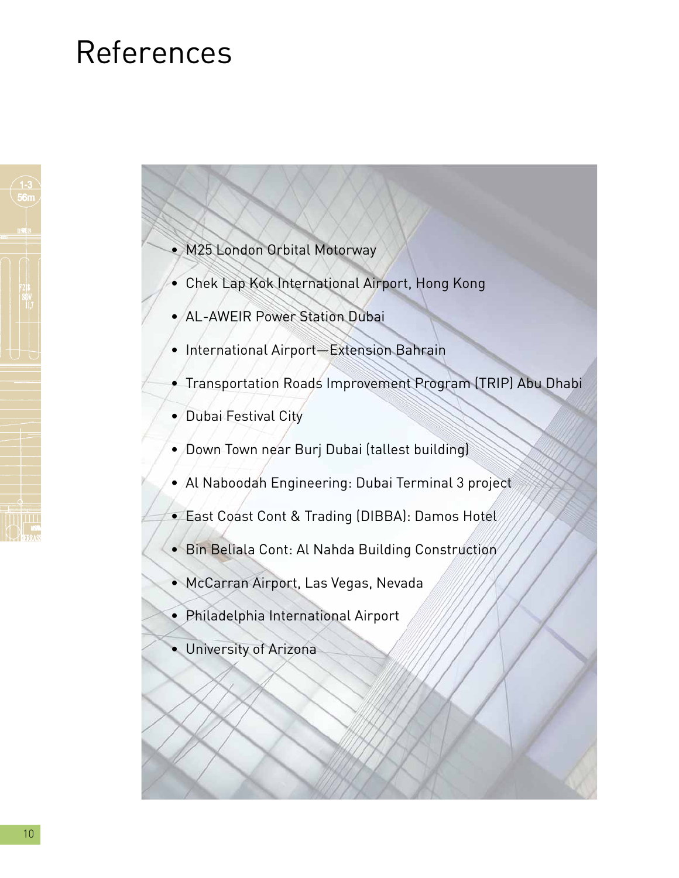# References

- M25 London Orbital Motorway
- Chek Lap Kok International Airport, Hong Kong
- AL-AWEIR Power Station Dubai
- International Airport—Extension Bahrain
- Transportation Roads Improvement Program (TRIP) Abu Dhabi
- Dubai Festival City
- Down Town near Burj Dubai (tallest building)
- Al Naboodah Engineering: Dubai Terminal 3 project
- East Coast Cont & Trading (DIBBA): Damos Hotel
- Bin Beliala Cont: Al Nahda Building Construction
- McCarran Airport, Las Vegas, Nevada
- Philadelphia International Airport
- University of Arizona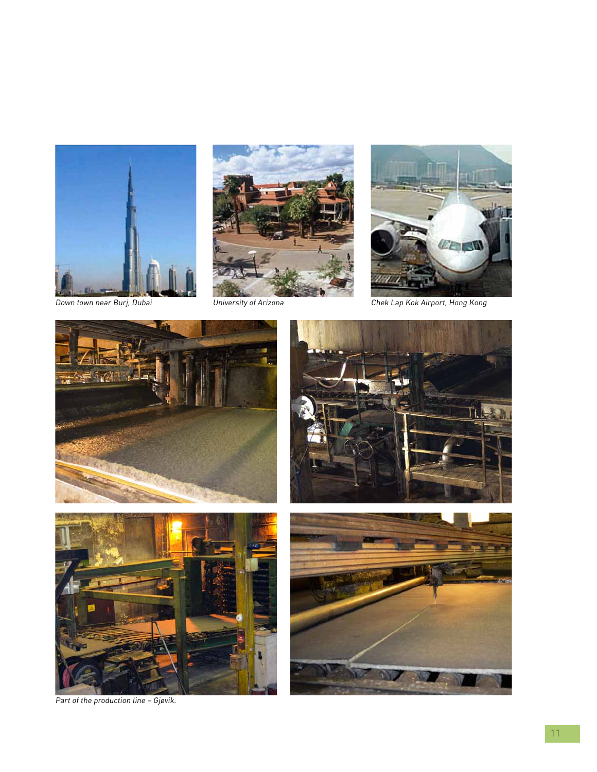Down town near Burj, Dubai

University of Arizona

Chek Lap Kok Airport, Hong Kong

Part of the production line – Gjøvik.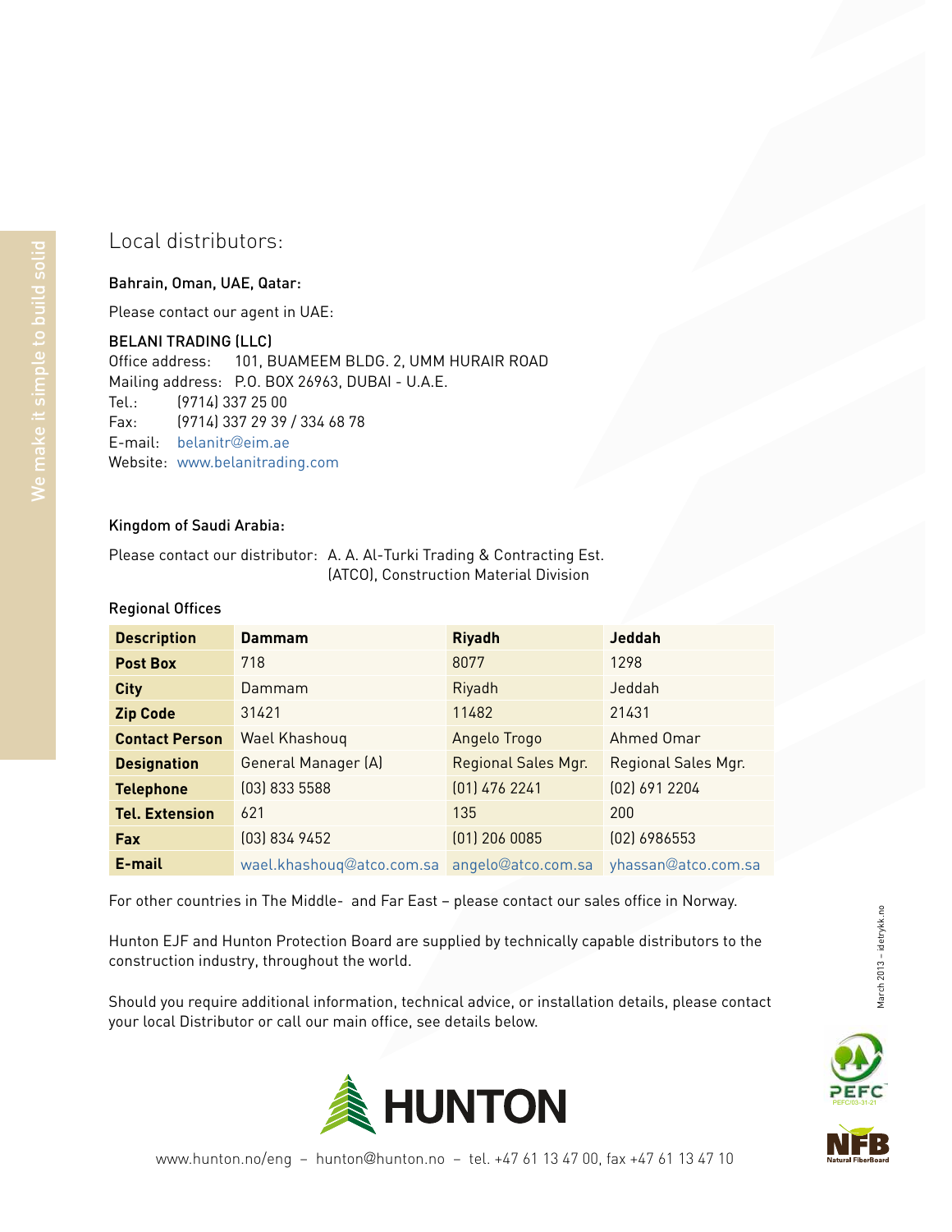## Local distributors:

### Bahrain, Oman, UAE, Qatar:

Please contact our agent in UAE:

**BELANI TRADING (LLC)**
Office address: 101, BUAMEEM BLDG. 2, UMM HURAIR ROAD
Mailing address: P.O. BOX 26963, DUBAI - U.A.E.
Tel.: (9714) 337 25 00
Fax: (9714) 337 29 39 / 334 68 78
E-mail: belanitr@eim.ae
Website: www.belanitrading.com

### Kingdom of Saudi Arabia:

Please contact our distributor: A. A. Al-Turki Trading & Contracting Est. (ATCO), Construction Material Division

Regional Offices

| Description | Dammam | Riyadh | Jeddah |
|---|---|---|---|
| **Post Box** | 718 | 8077 | 1298 |
| **City** | Dammam | Riyadh | Jeddah |
| **Zip Code** | 31421 | 11482 | 21431 |
| **Contact Person** | Wael Khashouq | Angelo Trogo | Ahmed Omar |
| **Designation** | General Manager (A) | Regional Sales Mgr. | Regional Sales Mgr. |
| **Telephone** | (03) 833 5588 | (01) 476 2241 | (02) 691 2204 |
| **Tel. Extension** | 621 | 135 | 200 |
| **Fax** | (03) 834 9452 | (01) 206 0085 | (02) 6986553 |
| **E-mail** | wael.khashouq@atco.com.sa | angelo@atco.com.sa | yhassan@atco.com.sa |

For other countries in The Middle- and Far East – please contact our sales office in Norway.

Hunton EJF and Hunton Protection Board are supplied by technically capable distributors to the construction industry, throughout the world.

Should you require additional information, technical advice, or installation details, please contact your local Distributor or call our main office, see details below.

HUNTON

www.hunton.no/eng – hunton@hunton.no – tel. +47 61 13 47 00, fax +47 61 13 47 10

March 2013 – idetrykk.no